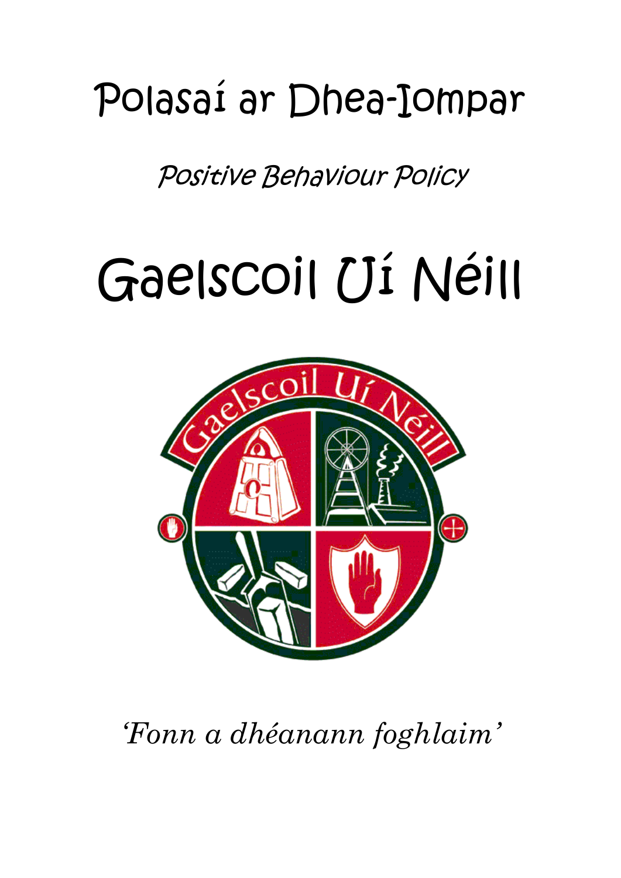# Polasaí ar Dhea-Iompar

*Positive Behaviour Policy*

# Gaelscoil Uí Néill

*'Fonn a dhéanann foghlaim'*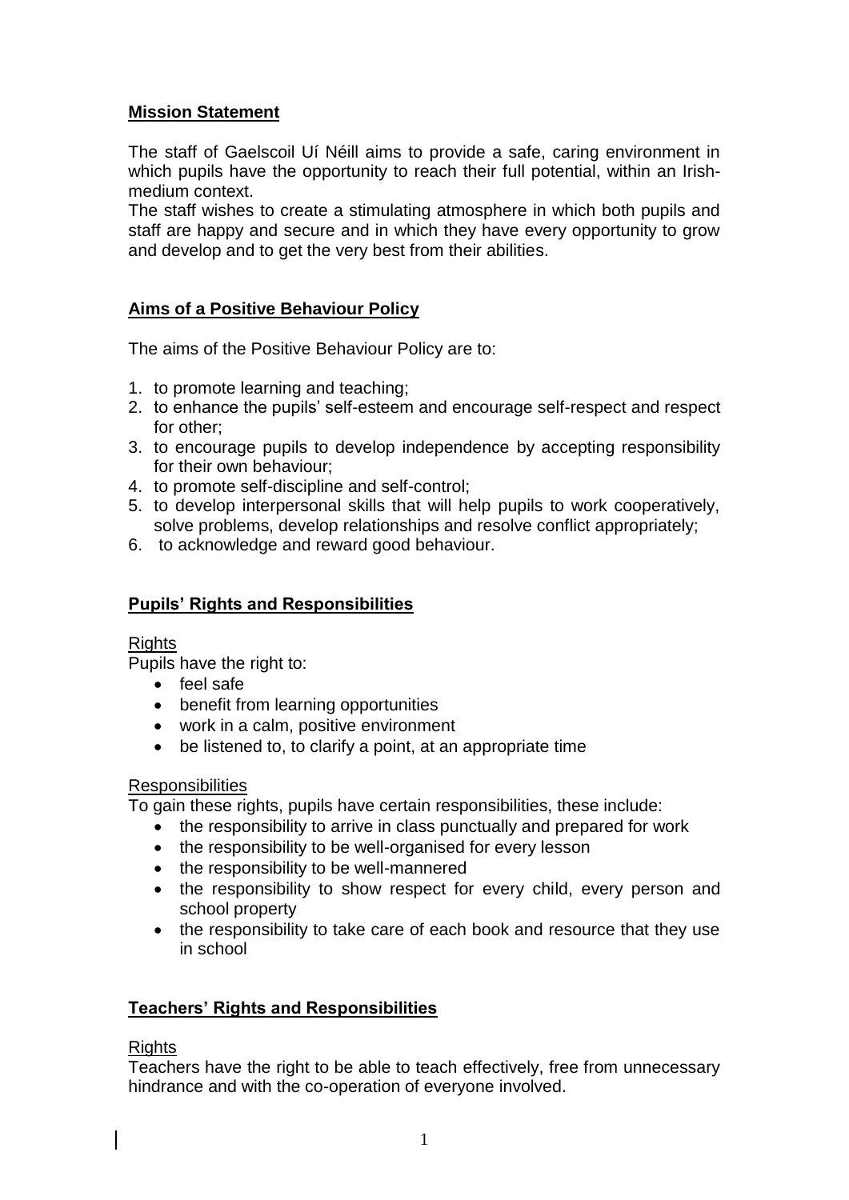## Mission Statement

The staff of Gaelscoil Uí Néill aims to provide a safe, caring environment in which pupils have the opportunity to reach their full potential, within an Irish-medium context.

The staff wishes to create a stimulating atmosphere in which both pupils and staff are happy and secure and in which they have every opportunity to grow and develop and to get the very best from their abilities.

## Aims of a Positive Behaviour Policy

The aims of the Positive Behaviour Policy are to:

1. to promote learning and teaching;
2. to enhance the pupils' self-esteem and encourage self-respect and respect for other;
3. to encourage pupils to develop independence by accepting responsibility for their own behaviour;
4. to promote self-discipline and self-control;
5. to develop interpersonal skills that will help pupils to work cooperatively, solve problems, develop relationships and resolve conflict appropriately;
6. to acknowledge and reward good behaviour.

## Pupils' Rights and Responsibilities

Rights

Pupils have the right to:

- feel safe
- benefit from learning opportunities
- work in a calm, positive environment
- be listened to, to clarify a point, at an appropriate time

Responsibilities

To gain these rights, pupils have certain responsibilities, these include:

- the responsibility to arrive in class punctually and prepared for work
- the responsibility to be well-organised for every lesson
- the responsibility to be well-mannered
- the responsibility to show respect for every child, every person and school property
- the responsibility to take care of each book and resource that they use in school

## Teachers' Rights and Responsibilities

Rights

Teachers have the right to be able to teach effectively, free from unnecessary hindrance and with the co-operation of everyone involved.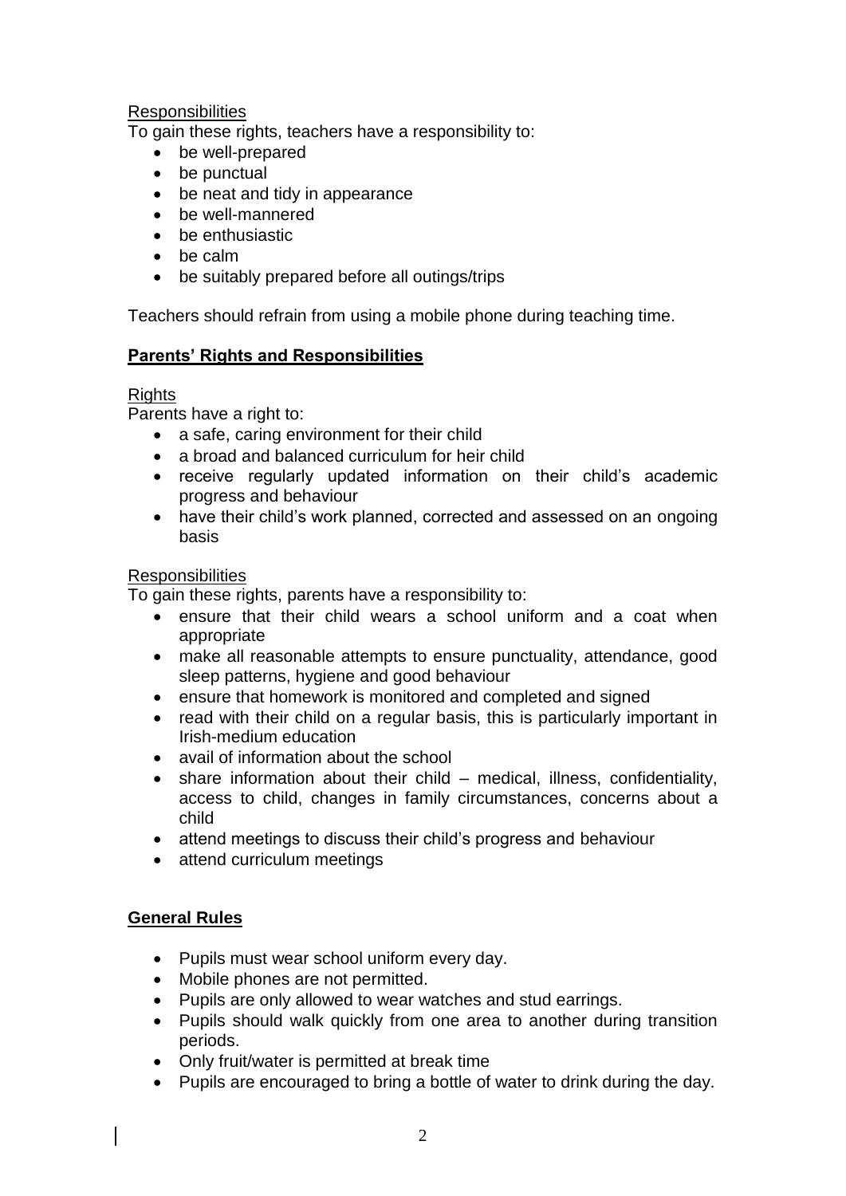Responsibilities

To gain these rights, teachers have a responsibility to:

- be well-prepared
- be punctual
- be neat and tidy in appearance
- be well-mannered
- be enthusiastic
- be calm
- be suitably prepared before all outings/trips

Teachers should refrain from using a mobile phone during teaching time.

## Parents' Rights and Responsibilities

Rights

Parents have a right to:

- a safe, caring environment for their child
- a broad and balanced curriculum for heir child
- receive regularly updated information on their child's academic progress and behaviour
- have their child's work planned, corrected and assessed on an ongoing basis

Responsibilities

To gain these rights, parents have a responsibility to:

- ensure that their child wears a school uniform and a coat when appropriate
- make all reasonable attempts to ensure punctuality, attendance, good sleep patterns, hygiene and good behaviour
- ensure that homework is monitored and completed and signed
- read with their child on a regular basis, this is particularly important in Irish-medium education
- avail of information about the school
- share information about their child – medical, illness, confidentiality, access to child, changes in family circumstances, concerns about a child
- attend meetings to discuss their child's progress and behaviour
- attend curriculum meetings

## General Rules

- Pupils must wear school uniform every day.
- Mobile phones are not permitted.
- Pupils are only allowed to wear watches and stud earrings.
- Pupils should walk quickly from one area to another during transition periods.
- Only fruit/water is permitted at break time
- Pupils are encouraged to bring a bottle of water to drink during the day.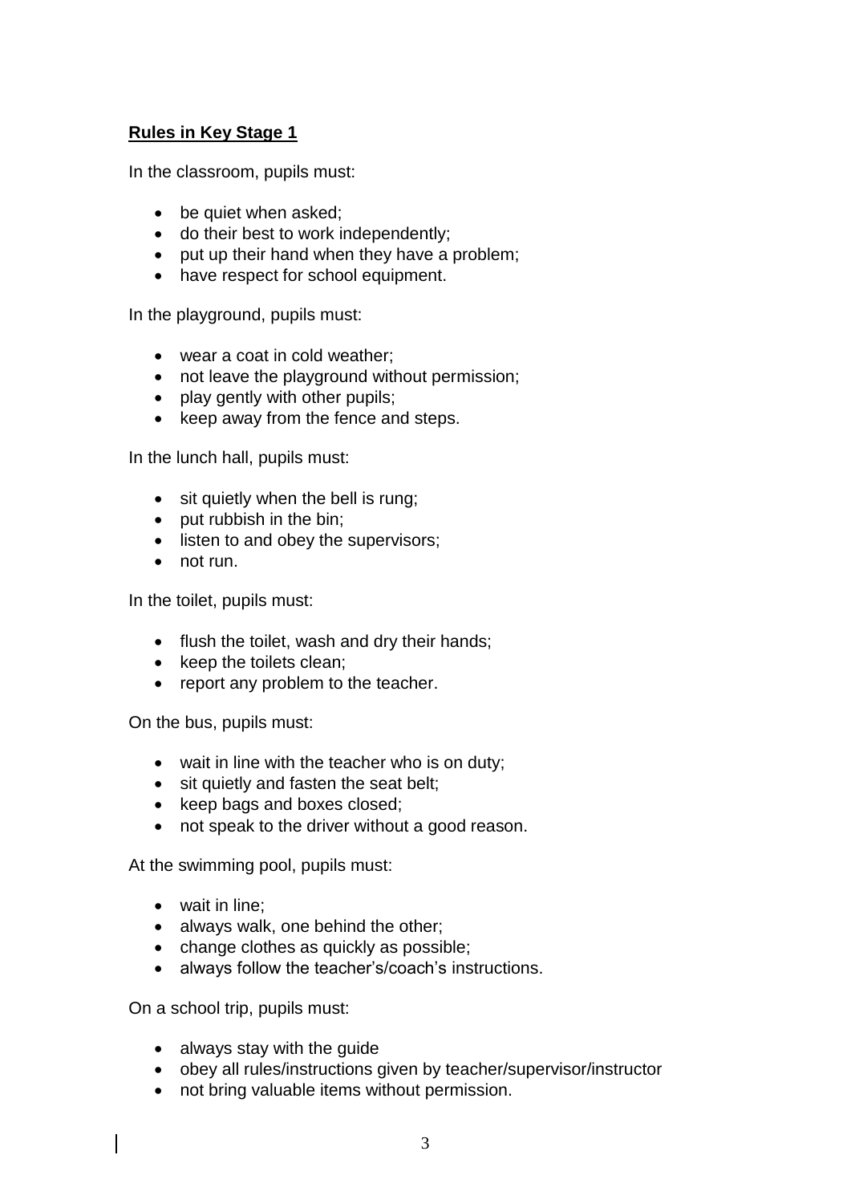**Rules in Key Stage 1**

In the classroom, pupils must:

- be quiet when asked;
- do their best to work independently;
- put up their hand when they have a problem;
- have respect for school equipment.

In the playground, pupils must:

- wear a coat in cold weather;
- not leave the playground without permission;
- play gently with other pupils;
- keep away from the fence and steps.

In the lunch hall, pupils must:

- sit quietly when the bell is rung;
- put rubbish in the bin;
- listen to and obey the supervisors;
- not run.

In the toilet, pupils must:

- flush the toilet, wash and dry their hands;
- keep the toilets clean;
- report any problem to the teacher.

On the bus, pupils must:

- wait in line with the teacher who is on duty;
- sit quietly and fasten the seat belt;
- keep bags and boxes closed;
- not speak to the driver without a good reason.

At the swimming pool, pupils must:

- wait in line;
- always walk, one behind the other;
- change clothes as quickly as possible;
- always follow the teacher's/coach's instructions.

On a school trip, pupils must:

- always stay with the guide
- obey all rules/instructions given by teacher/supervisor/instructor
- not bring valuable items without permission.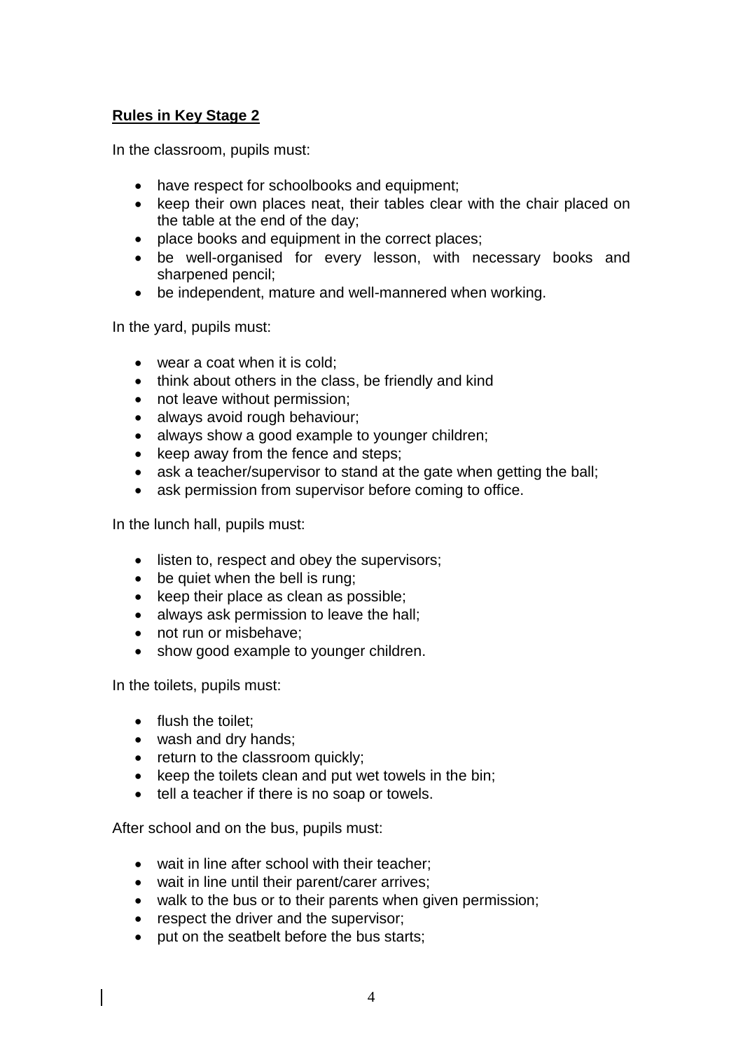**<u>Rules in Key Stage 2</u>**

In the classroom, pupils must:

- have respect for schoolbooks and equipment;
- keep their own places neat, their tables clear with the chair placed on the table at the end of the day;
- place books and equipment in the correct places;
- be well-organised for every lesson, with necessary books and sharpened pencil;
- be independent, mature and well-mannered when working.

In the yard, pupils must:

- wear a coat when it is cold;
- think about others in the class, be friendly and kind
- not leave without permission;
- always avoid rough behaviour;
- always show a good example to younger children;
- keep away from the fence and steps;
- ask a teacher/supervisor to stand at the gate when getting the ball;
- ask permission from supervisor before coming to office.

In the lunch hall, pupils must:

- listen to, respect and obey the supervisors;
- be quiet when the bell is rung;
- keep their place as clean as possible;
- always ask permission to leave the hall;
- not run or misbehave;
- show good example to younger children.

In the toilets, pupils must:

- flush the toilet;
- wash and dry hands;
- return to the classroom quickly;
- keep the toilets clean and put wet towels in the bin;
- tell a teacher if there is no soap or towels.

After school and on the bus, pupils must:

- wait in line after school with their teacher;
- wait in line until their parent/carer arrives;
- walk to the bus or to their parents when given permission;
- respect the driver and the supervisor;
- put on the seatbelt before the bus starts;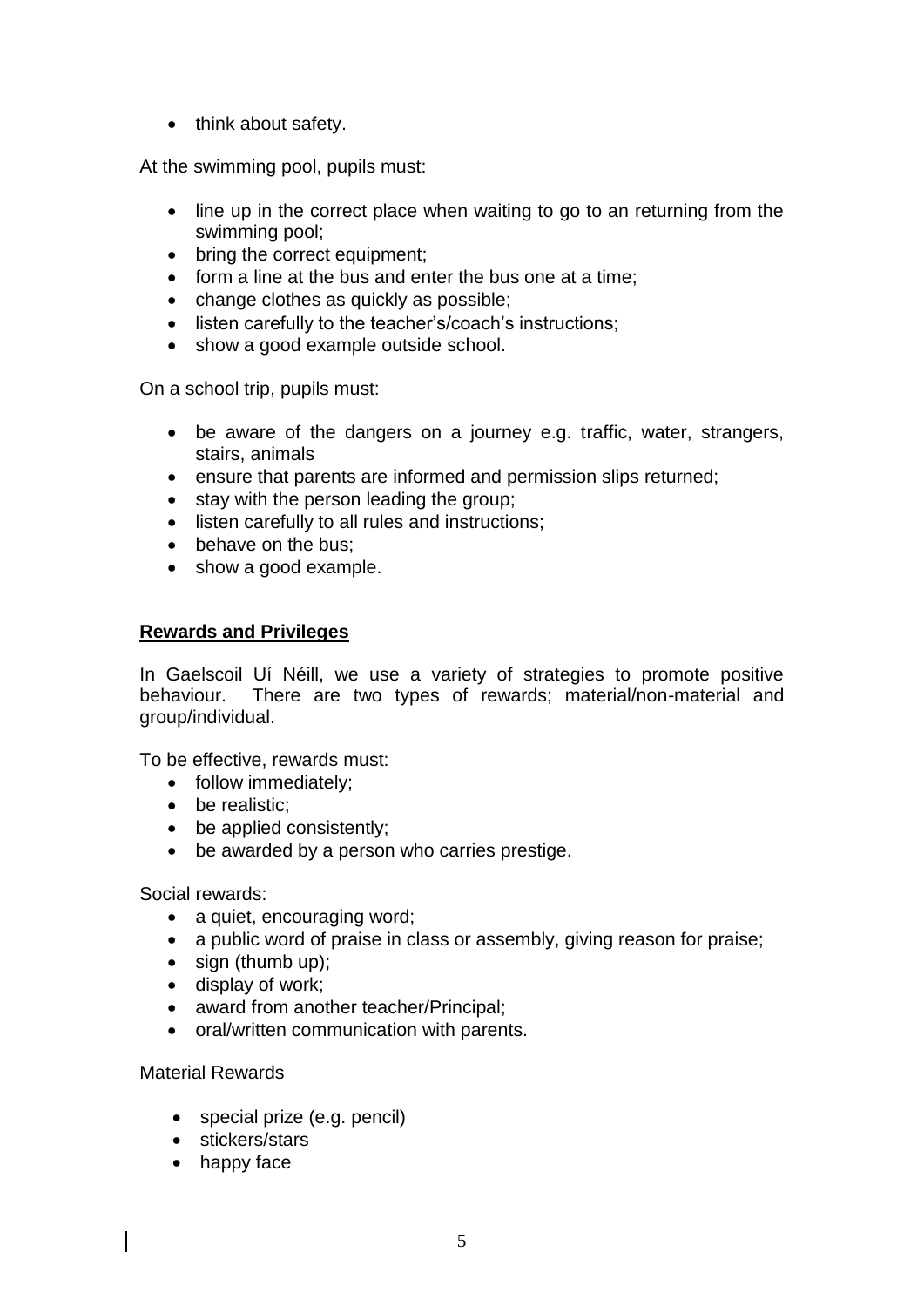- think about safety.

At the swimming pool, pupils must:

- line up in the correct place when waiting to go to an returning from the swimming pool;
- bring the correct equipment;
- form a line at the bus and enter the bus one at a time;
- change clothes as quickly as possible;
- listen carefully to the teacher's/coach's instructions;
- show a good example outside school.

On a school trip, pupils must:

- be aware of the dangers on a journey e.g. traffic, water, strangers, stairs, animals
- ensure that parents are informed and permission slips returned;
- stay with the person leading the group;
- listen carefully to all rules and instructions;
- behave on the bus;
- show a good example.

## **Rewards and Privileges**

In Gaelscoil Uí Néill, we use a variety of strategies to promote positive behaviour. There are two types of rewards; material/non-material and group/individual.

To be effective, rewards must:

- follow immediately;
- be realistic;
- be applied consistently;
- be awarded by a person who carries prestige.

Social rewards:

- a quiet, encouraging word;
- a public word of praise in class or assembly, giving reason for praise;
- sign (thumb up);
- display of work;
- award from another teacher/Principal;
- oral/written communication with parents.

Material Rewards

- special prize (e.g. pencil)
- stickers/stars
- happy face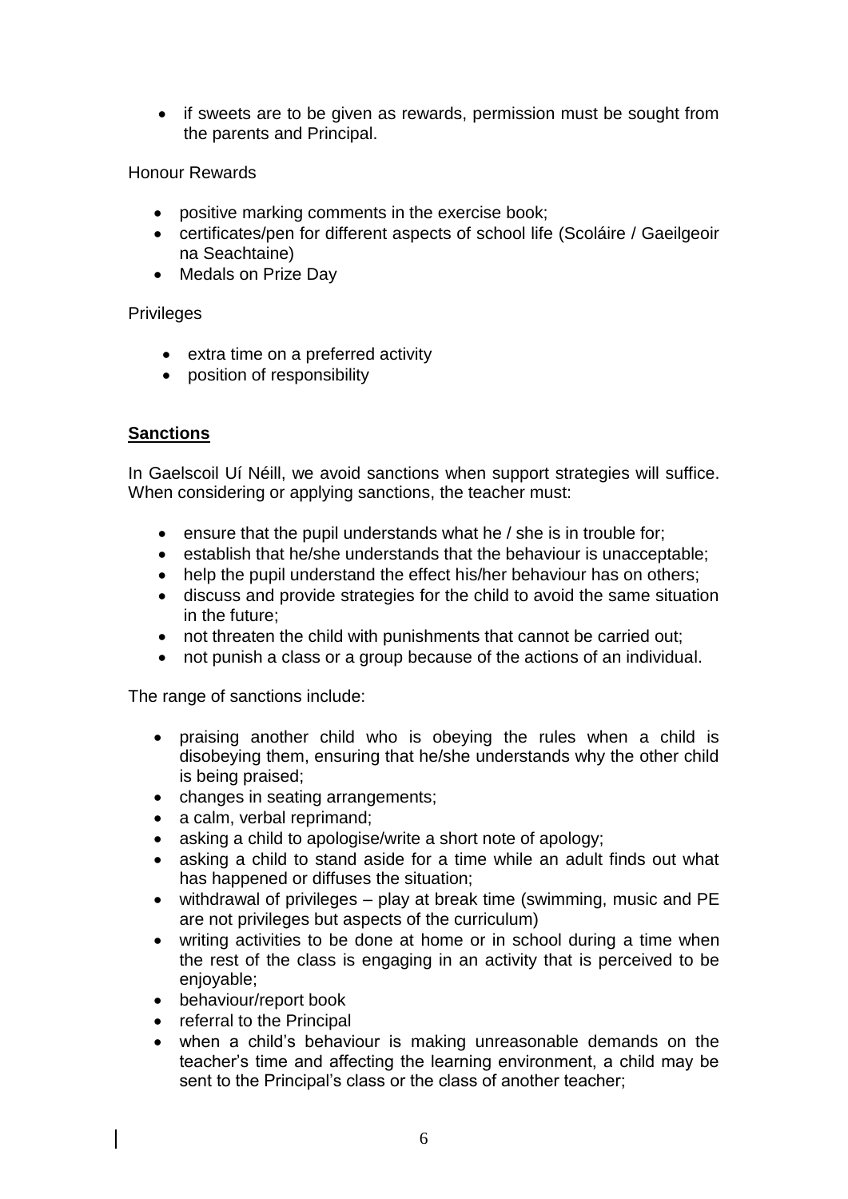- if sweets are to be given as rewards, permission must be sought from the parents and Principal.

Honour Rewards

- positive marking comments in the exercise book;
- certificates/pen for different aspects of school life (Scoláire / Gaeilgeoir na Seachtaine)
- Medals on Prize Day

Privileges

- extra time on a preferred activity
- position of responsibility

**Sanctions**

In Gaelscoil Uí Néill, we avoid sanctions when support strategies will suffice. When considering or applying sanctions, the teacher must:

- ensure that the pupil understands what he / she is in trouble for;
- establish that he/she understands that the behaviour is unacceptable;
- help the pupil understand the effect his/her behaviour has on others;
- discuss and provide strategies for the child to avoid the same situation in the future;
- not threaten the child with punishments that cannot be carried out;
- not punish a class or a group because of the actions of an individual.

The range of sanctions include:

- praising another child who is obeying the rules when a child is disobeying them, ensuring that he/she understands why the other child is being praised;
- changes in seating arrangements;
- a calm, verbal reprimand;
- asking a child to apologise/write a short note of apology;
- asking a child to stand aside for a time while an adult finds out what has happened or diffuses the situation;
- withdrawal of privileges – play at break time (swimming, music and PE are not privileges but aspects of the curriculum)
- writing activities to be done at home or in school during a time when the rest of the class is engaging in an activity that is perceived to be enjoyable;
- behaviour/report book
- referral to the Principal
- when a child's behaviour is making unreasonable demands on the teacher's time and affecting the learning environment, a child may be sent to the Principal's class or the class of another teacher;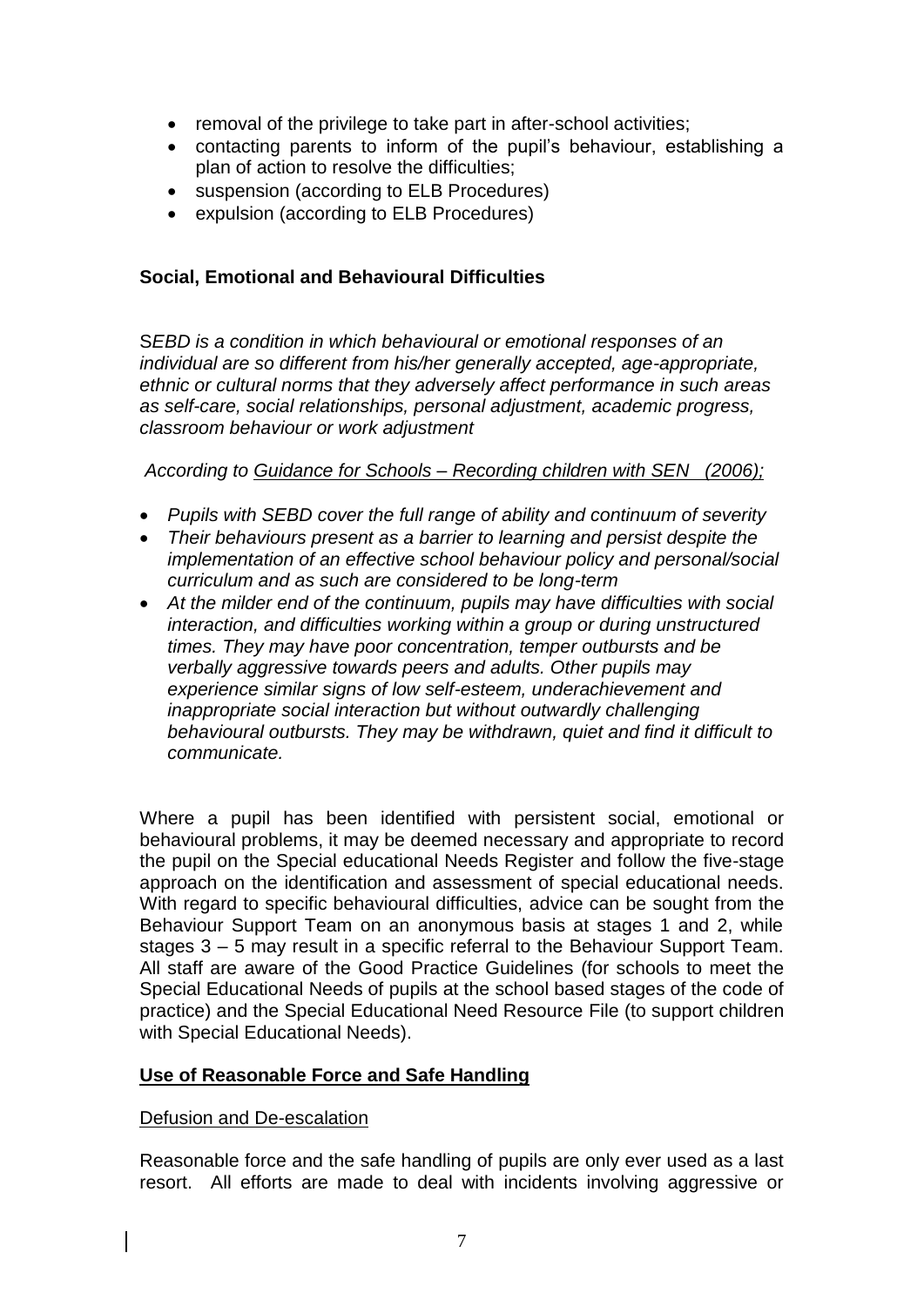- removal of the privilege to take part in after-school activities;
- contacting parents to inform of the pupil's behaviour, establishing a plan of action to resolve the difficulties;
- suspension (according to ELB Procedures)
- expulsion (according to ELB Procedures)

**Social, Emotional and Behavioural Difficulties**

*SEBD is a condition in which behavioural or emotional responses of an individual are so different from his/her generally accepted, age-appropriate, ethnic or cultural norms that they adversely affect performance in such areas as self-care, social relationships, personal adjustment, academic progress, classroom behaviour or work adjustment*

*According to Guidance for Schools – Recording children with SEN (2006);*

- *Pupils with SEBD cover the full range of ability and continuum of severity*
- *Their behaviours present as a barrier to learning and persist despite the implementation of an effective school behaviour policy and personal/social curriculum and as such are considered to be long-term*
- *At the milder end of the continuum, pupils may have difficulties with social interaction, and difficulties working within a group or during unstructured times. They may have poor concentration, temper outbursts and be verbally aggressive towards peers and adults. Other pupils may experience similar signs of low self-esteem, underachievement and inappropriate social interaction but without outwardly challenging behavioural outbursts. They may be withdrawn, quiet and find it difficult to communicate.*

Where a pupil has been identified with persistent social, emotional or behavioural problems, it may be deemed necessary and appropriate to record the pupil on the Special educational Needs Register and follow the five-stage approach on the identification and assessment of special educational needs. With regard to specific behavioural difficulties, advice can be sought from the Behaviour Support Team on an anonymous basis at stages 1 and 2, while stages 3 – 5 may result in a specific referral to the Behaviour Support Team. All staff are aware of the Good Practice Guidelines (for schools to meet the Special Educational Needs of pupils at the school based stages of the code of practice) and the Special Educational Need Resource File (to support children with Special Educational Needs).

**Use of Reasonable Force and Safe Handling**

Defusion and De-escalation

Reasonable force and the safe handling of pupils are only ever used as a last resort. All efforts are made to deal with incidents involving aggressive or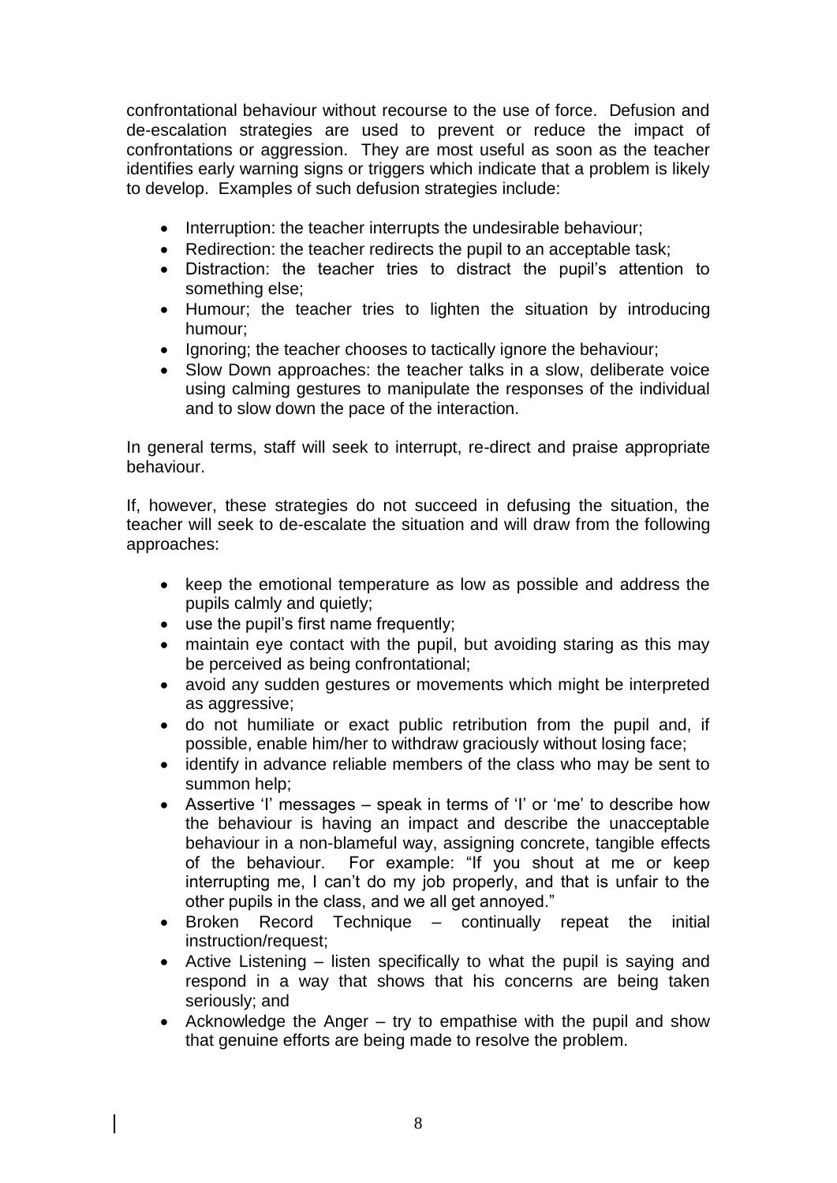confrontational behaviour without recourse to the use of force. Defusion and de-escalation strategies are used to prevent or reduce the impact of confrontations or aggression. They are most useful as soon as the teacher identifies early warning signs or triggers which indicate that a problem is likely to develop. Examples of such defusion strategies include:

- Interruption: the teacher interrupts the undesirable behaviour;
- Redirection: the teacher redirects the pupil to an acceptable task;
- Distraction: the teacher tries to distract the pupil's attention to something else;
- Humour; the teacher tries to lighten the situation by introducing humour;
- Ignoring; the teacher chooses to tactically ignore the behaviour;
- Slow Down approaches: the teacher talks in a slow, deliberate voice using calming gestures to manipulate the responses of the individual and to slow down the pace of the interaction.

In general terms, staff will seek to interrupt, re-direct and praise appropriate behaviour.

If, however, these strategies do not succeed in defusing the situation, the teacher will seek to de-escalate the situation and will draw from the following approaches:

- keep the emotional temperature as low as possible and address the pupils calmly and quietly;
- use the pupil's first name frequently;
- maintain eye contact with the pupil, but avoiding staring as this may be perceived as being confrontational;
- avoid any sudden gestures or movements which might be interpreted as aggressive;
- do not humiliate or exact public retribution from the pupil and, if possible, enable him/her to withdraw graciously without losing face;
- identify in advance reliable members of the class who may be sent to summon help;
- Assertive 'I' messages – speak in terms of 'I' or 'me' to describe how the behaviour is having an impact and describe the unacceptable behaviour in a non-blameful way, assigning concrete, tangible effects of the behaviour. For example: "If you shout at me or keep interrupting me, I can't do my job properly, and that is unfair to the other pupils in the class, and we all get annoyed."
- Broken Record Technique – continually repeat the initial instruction/request;
- Active Listening – listen specifically to what the pupil is saying and respond in a way that shows that his concerns are being taken seriously; and
- Acknowledge the Anger – try to empathise with the pupil and show that genuine efforts are being made to resolve the problem.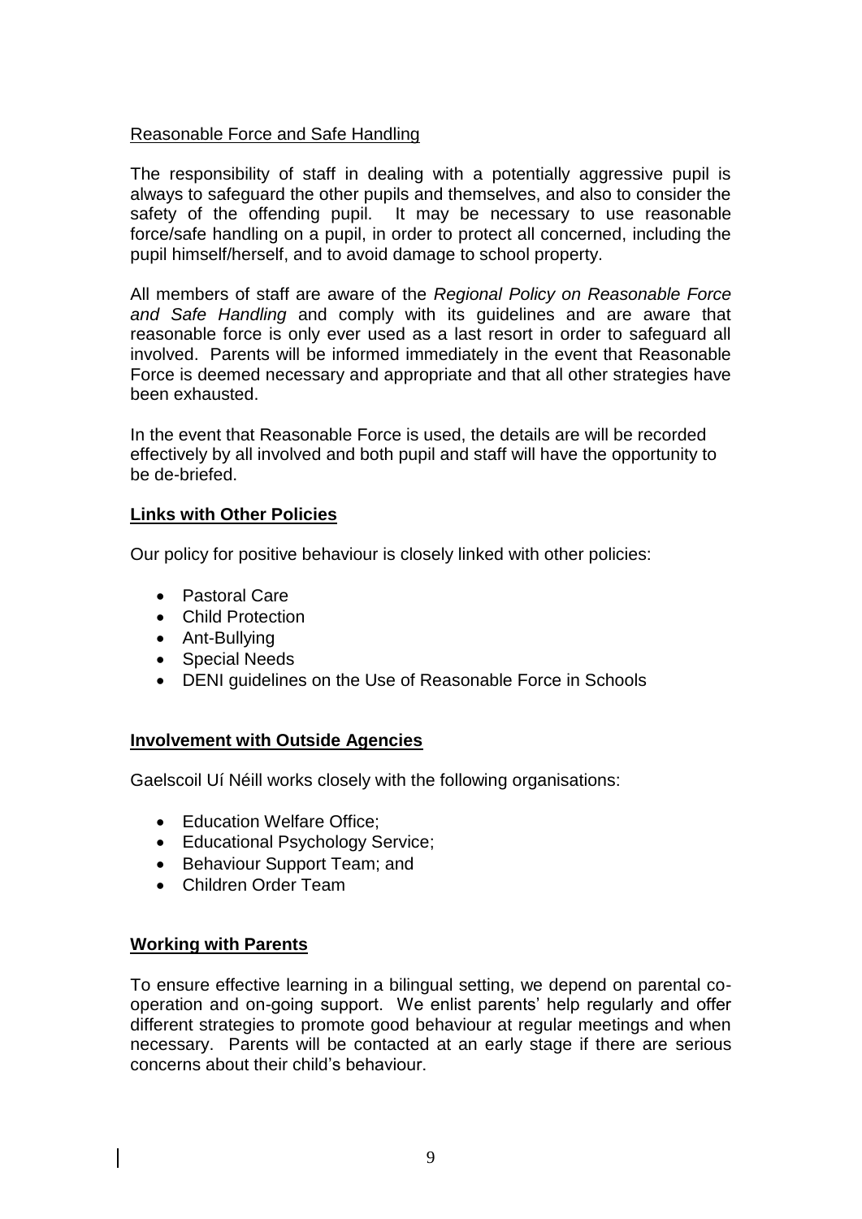Reasonable Force and Safe Handling

The responsibility of staff in dealing with a potentially aggressive pupil is always to safeguard the other pupils and themselves, and also to consider the safety of the offending pupil. It may be necessary to use reasonable force/safe handling on a pupil, in order to protect all concerned, including the pupil himself/herself, and to avoid damage to school property.

All members of staff are aware of the *Regional Policy on Reasonable Force and Safe Handling* and comply with its guidelines and are aware that reasonable force is only ever used as a last resort in order to safeguard all involved. Parents will be informed immediately in the event that Reasonable Force is deemed necessary and appropriate and that all other strategies have been exhausted.

In the event that Reasonable Force is used, the details are will be recorded effectively by all involved and both pupil and staff will have the opportunity to be de-briefed.

**Links with Other Policies**

Our policy for positive behaviour is closely linked with other policies:

- Pastoral Care
- Child Protection
- Ant-Bullying
- Special Needs
- DENI guidelines on the Use of Reasonable Force in Schools

**Involvement with Outside Agencies**

Gaelscoil Uí Néill works closely with the following organisations:

- Education Welfare Office;
- Educational Psychology Service;
- Behaviour Support Team; and
- Children Order Team

**Working with Parents**

To ensure effective learning in a bilingual setting, we depend on parental co-operation and on-going support. We enlist parents' help regularly and offer different strategies to promote good behaviour at regular meetings and when necessary. Parents will be contacted at an early stage if there are serious concerns about their child's behaviour.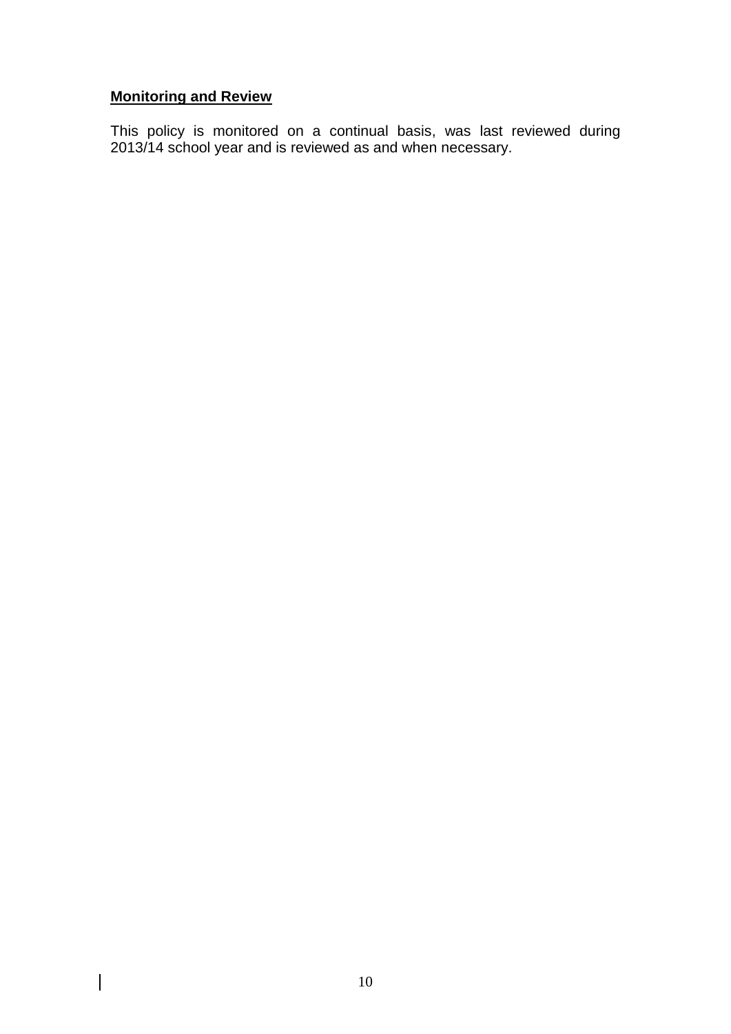## **Monitoring and Review**

This policy is monitored on a continual basis, was last reviewed during 2013/14 school year and is reviewed as and when necessary.